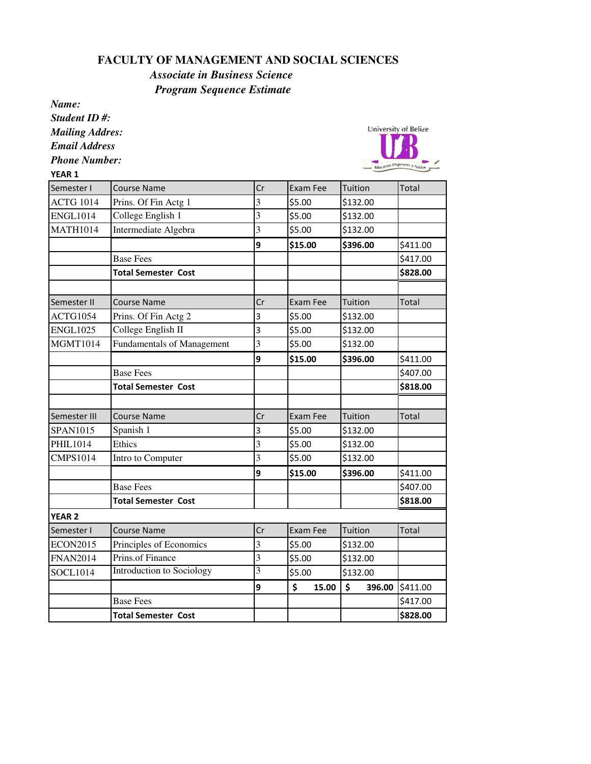# FACULTY OF MANAGEMENT AND SOCIAL SCIENCES

## *Associate in Business Science*

## *Program Sequence Estimate*

***Name:***
***Student ID #:***
***Mailing Addres:***
***Email Address***
***Phone Number:***

**YEAR 1**

| Semester I | Course Name | Cr | Exam Fee | Tuition | Total |
|---|---|---|---|---|---|
| ACTG 1014 | Prins. Of Fin Actg 1 | 3 | $5.00 | $132.00 | |
| ENGL1014 | College English 1 | 3 | $5.00 | $132.00 | |
| MATH1014 | Intermediate Algebra | 3 | $5.00 | $132.00 | |
| | | **9** | **$15.00** | **$396.00** | $411.00 |
| | Base Fees | | | | $417.00 |
| | **Total Semester Cost** | | | | **$828.00** |
| | | | | | |
| **Semester II** | **Course Name** | **Cr** | **Exam Fee** | **Tuition** | **Total** |
| ACTG1054 | Prins. Of Fin Actg 2 | 3 | $5.00 | $132.00 | |
| ENGL1025 | College English II | 3 | $5.00 | $132.00 | |
| MGMT1014 | Fundamentals of Management | 3 | $5.00 | $132.00 | |
| | | **9** | **$15.00** | **$396.00** | $411.00 |
| | Base Fees | | | | $407.00 |
| | **Total Semester Cost** | | | | **$818.00** |
| | | | | | |
| **Semester III** | **Course Name** | **Cr** | **Exam Fee** | **Tuition** | **Total** |
| SPAN1015 | Spanish 1 | 3 | $5.00 | $132.00 | |
| PHIL1014 | Ethics | 3 | $5.00 | $132.00 | |
| CMPS1014 | Intro to Computer | 3 | $5.00 | $132.00 | |
| | | **9** | **$15.00** | **$396.00** | $411.00 |
| | Base Fees | | | | $407.00 |
| | **Total Semester Cost** | | | | **$818.00** |

**YEAR 2**

| Semester I | Course Name | Cr | Exam Fee | Tuition | Total |
|---|---|---|---|---|---|
| ECON2015 | Principles of Economics | 3 | $5.00 | $132.00 | |
| FNAN2014 | Prins.of Finance | 3 | $5.00 | $132.00 | |
| SOCL1014 | Introduction to Sociology | 3 | $5.00 | $132.00 | |
| | | **9** | **$ 15.00** | **$ 396.00** | $411.00 |
| | Base Fees | | | | $417.00 |
| | **Total Semester Cost** | | | | **$828.00** |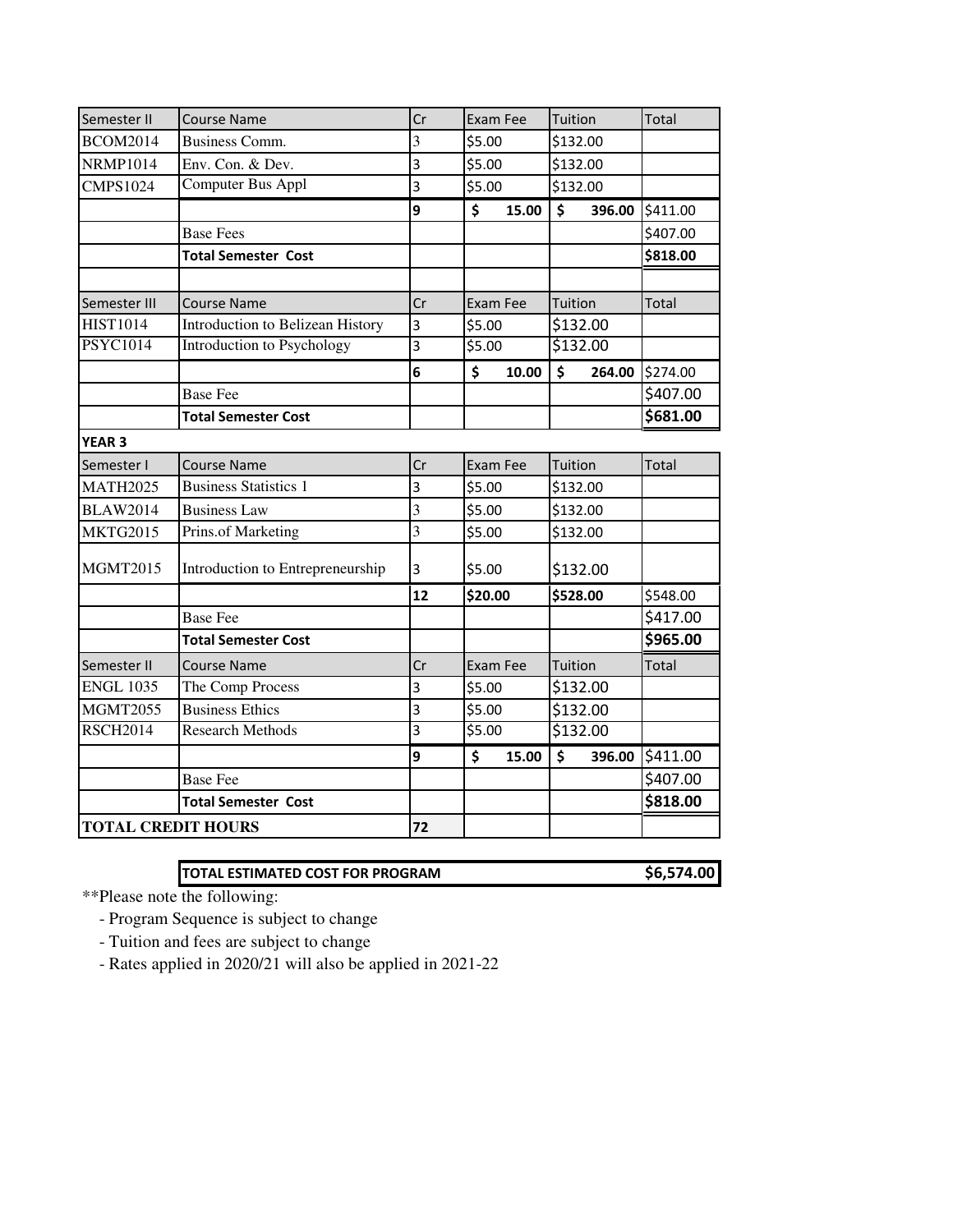| Semester II | Course Name | Cr | Exam Fee | Tuition | Total |
|---|---|---|---|---|---|
| BCOM2014 | Business Comm. | 3 | $5.00 | $132.00 | |
| NRMP1014 | Env. Con. & Dev. | 3 | $5.00 | $132.00 | |
| CMPS1024 | Computer Bus Appl | 3 | $5.00 | $132.00 | |
| | | **9** | **$ 15.00** | **$ 396.00** | $411.00 |
| | Base Fees | | | | $407.00 |
| | **Total Semester Cost** | | | | **$818.00** |
| | | | | | |
| Semester III | Course Name | Cr | Exam Fee | Tuition | Total |
| HIST1014 | Introduction to Belizean History | 3 | $5.00 | $132.00 | |
| PSYC1014 | Introduction to Psychology | 3 | $5.00 | $132.00 | |
| | | **6** | **$ 10.00** | **$ 264.00** | $274.00 |
| | Base Fee | | | | $407.00 |
| | **Total Semester Cost** | | | | **$681.00** |
| **YEAR 3** | | | | | |
| Semester I | Course Name | Cr | Exam Fee | Tuition | Total |
| MATH2025 | Business Statistics 1 | 3 | $5.00 | $132.00 | |
| BLAW2014 | Business Law | 3 | $5.00 | $132.00 | |
| MKTG2015 | Prins.of Marketing | 3 | $5.00 | $132.00 | |
| MGMT2015 | Introduction to Entrepreneurship | 3 | $5.00 | $132.00 | |
| | | **12** | **$20.00** | **$528.00** | $548.00 |
| | Base Fee | | | | $417.00 |
| | **Total Semester Cost** | | | | **$965.00** |
| Semester II | Course Name | Cr | Exam Fee | Tuition | Total |
| ENGL 1035 | The Comp Process | 3 | $5.00 | $132.00 | |
| MGMT2055 | Business Ethics | 3 | $5.00 | $132.00 | |
| RSCH2014 | Research Methods | 3 | $5.00 | $132.00 | |
| | | **9** | **$ 15.00** | **$ 396.00** | $411.00 |
| | Base Fee | | | | $407.00 |
| | **Total Semester Cost** | | | | **$818.00** |
| **TOTAL CREDIT HOURS** | | **72** | | | |

**TOTAL ESTIMATED COST FOR PROGRAM** **$6,574.00**

**Please note the following:

- Program Sequence is subject to change
- Tuition and fees are subject to change
- Rates applied in 2020/21 will also be applied in 2021-22